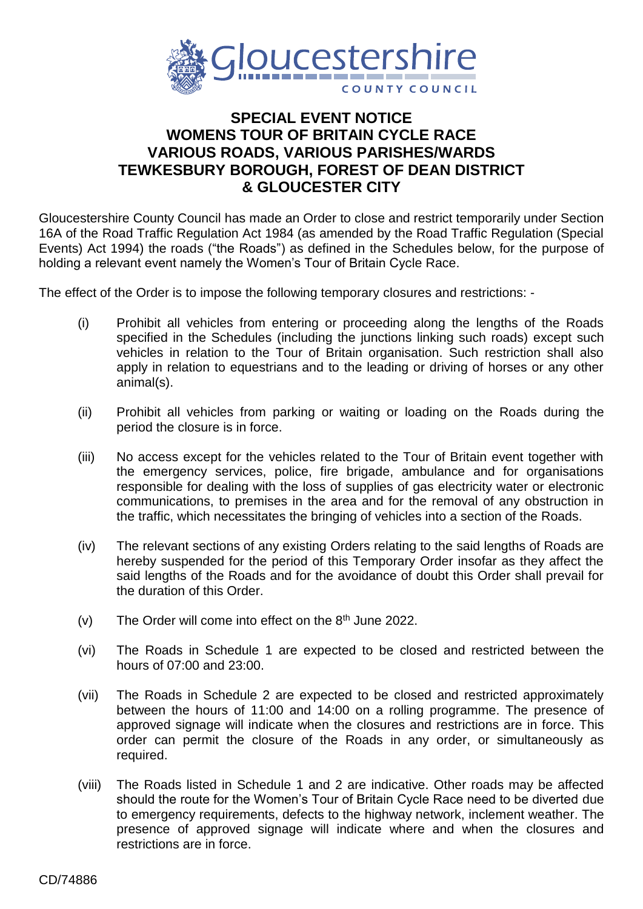Gloucestershire COUNTY COUNCIL

# SPECIAL EVENT NOTICE
# WOMENS TOUR OF BRITAIN CYCLE RACE
# VARIOUS ROADS, VARIOUS PARISHES/WARDS
# TEWKESBURY BOROUGH, FOREST OF DEAN DISTRICT & GLOUCESTER CITY

Gloucestershire County Council has made an Order to close and restrict temporarily under Section 16A of the Road Traffic Regulation Act 1984 (as amended by the Road Traffic Regulation (Special Events) Act 1994) the roads ("the Roads") as defined in the Schedules below, for the purpose of holding a relevant event namely the Women's Tour of Britain Cycle Race.

The effect of the Order is to impose the following temporary closures and restrictions: -

(i) Prohibit all vehicles from entering or proceeding along the lengths of the Roads specified in the Schedules (including the junctions linking such roads) except such vehicles in relation to the Tour of Britain organisation. Such restriction shall also apply in relation to equestrians and to the leading or driving of horses or any other animal(s).

(ii) Prohibit all vehicles from parking or waiting or loading on the Roads during the period the closure is in force.

(iii) No access except for the vehicles related to the Tour of Britain event together with the emergency services, police, fire brigade, ambulance and for organisations responsible for dealing with the loss of supplies of gas electricity water or electronic communications, to premises in the area and for the removal of any obstruction in the traffic, which necessitates the bringing of vehicles into a section of the Roads.

(iv) The relevant sections of any existing Orders relating to the said lengths of Roads are hereby suspended for the period of this Temporary Order insofar as they affect the said lengths of the Roads and for the avoidance of doubt this Order shall prevail for the duration of this Order.

(v) The Order will come into effect on the 8th June 2022.

(vi) The Roads in Schedule 1 are expected to be closed and restricted between the hours of 07:00 and 23:00.

(vii) The Roads in Schedule 2 are expected to be closed and restricted approximately between the hours of 11:00 and 14:00 on a rolling programme. The presence of approved signage will indicate when the closures and restrictions are in force. This order can permit the closure of the Roads in any order, or simultaneously as required.

(viii) The Roads listed in Schedule 1 and 2 are indicative. Other roads may be affected should the route for the Women's Tour of Britain Cycle Race need to be diverted due to emergency requirements, defects to the highway network, inclement weather. The presence of approved signage will indicate where and when the closures and restrictions are in force.

CD/74886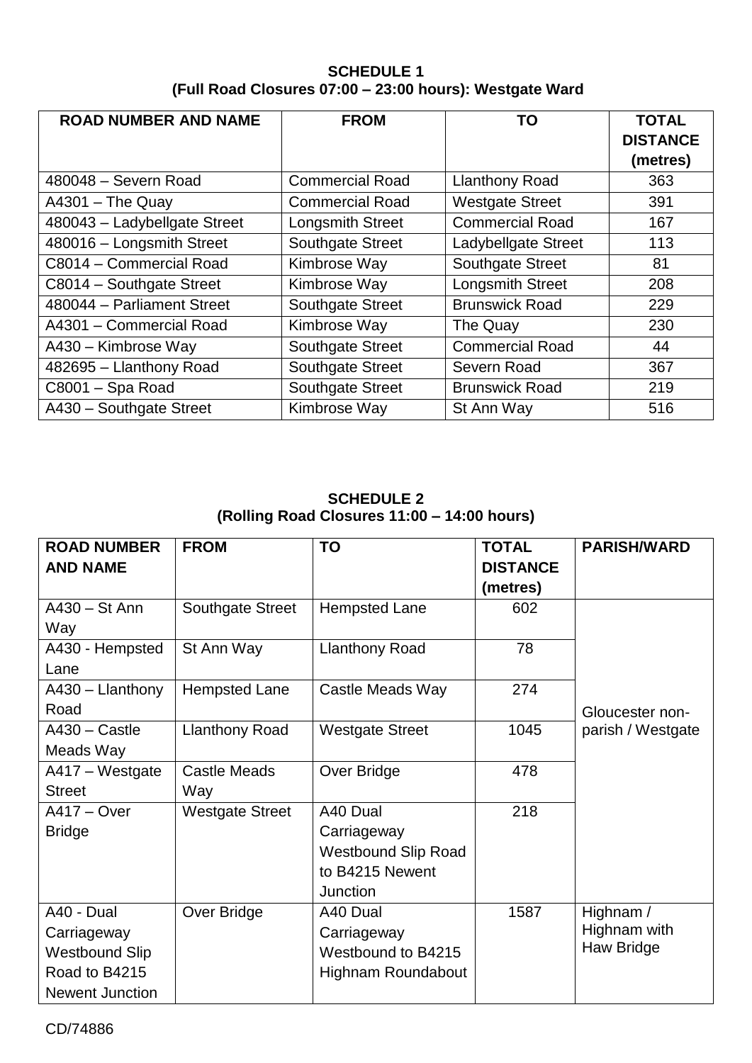**SCHEDULE 1**
**(Full Road Closures 07:00 – 23:00 hours): Westgate Ward**

| ROAD NUMBER AND NAME | FROM | TO | TOTAL DISTANCE (metres) |
|---|---|---|---|
| 480048 – Severn Road | Commercial Road | Llanthony Road | 363 |
| A4301 – The Quay | Commercial Road | Westgate Street | 391 |
| 480043 – Ladybellgate Street | Longsmith Street | Commercial Road | 167 |
| 480016 – Longsmith Street | Southgate Street | Ladybellgate Street | 113 |
| C8014 – Commercial Road | Kimbrose Way | Southgate Street | 81 |
| C8014 – Southgate Street | Kimbrose Way | Longsmith Street | 208 |
| 480044 – Parliament Street | Southgate Street | Brunswick Road | 229 |
| A4301 – Commercial Road | Kimbrose Way | The Quay | 230 |
| A430 – Kimbrose Way | Southgate Street | Commercial Road | 44 |
| 482695 – Llanthony Road | Southgate Street | Severn Road | 367 |
| C8001 – Spa Road | Southgate Street | Brunswick Road | 219 |
| A430 – Southgate Street | Kimbrose Way | St Ann Way | 516 |

**SCHEDULE 2**
**(Rolling Road Closures 11:00 – 14:00 hours)**

| ROAD NUMBER AND NAME | FROM | TO | TOTAL DISTANCE (metres) | PARISH/WARD |
|---|---|---|---|---|
| A430 – St Ann Way | Southgate Street | Hempsted Lane | 602 | Gloucester non-parish / Westgate |
| A430 - Hempsted Lane | St Ann Way | Llanthony Road | 78 | |
| A430 – Llanthony Road | Hempsted Lane | Castle Meads Way | 274 | |
| A430 – Castle Meads Way | Llanthony Road | Westgate Street | 1045 | |
| A417 – Westgate Street | Castle Meads Way | Over Bridge | 478 | |
| A417 – Over Bridge | Westgate Street | A40 Dual Carriageway Westbound Slip Road to B4215 Newent Junction | 218 | |
| A40 - Dual Carriageway Westbound Slip Road to B4215 Newent Junction | Over Bridge | A40 Dual Carriageway Westbound to B4215 Highnam Roundabout | 1587 | Highnam / Highnam with Haw Bridge |

CD/74886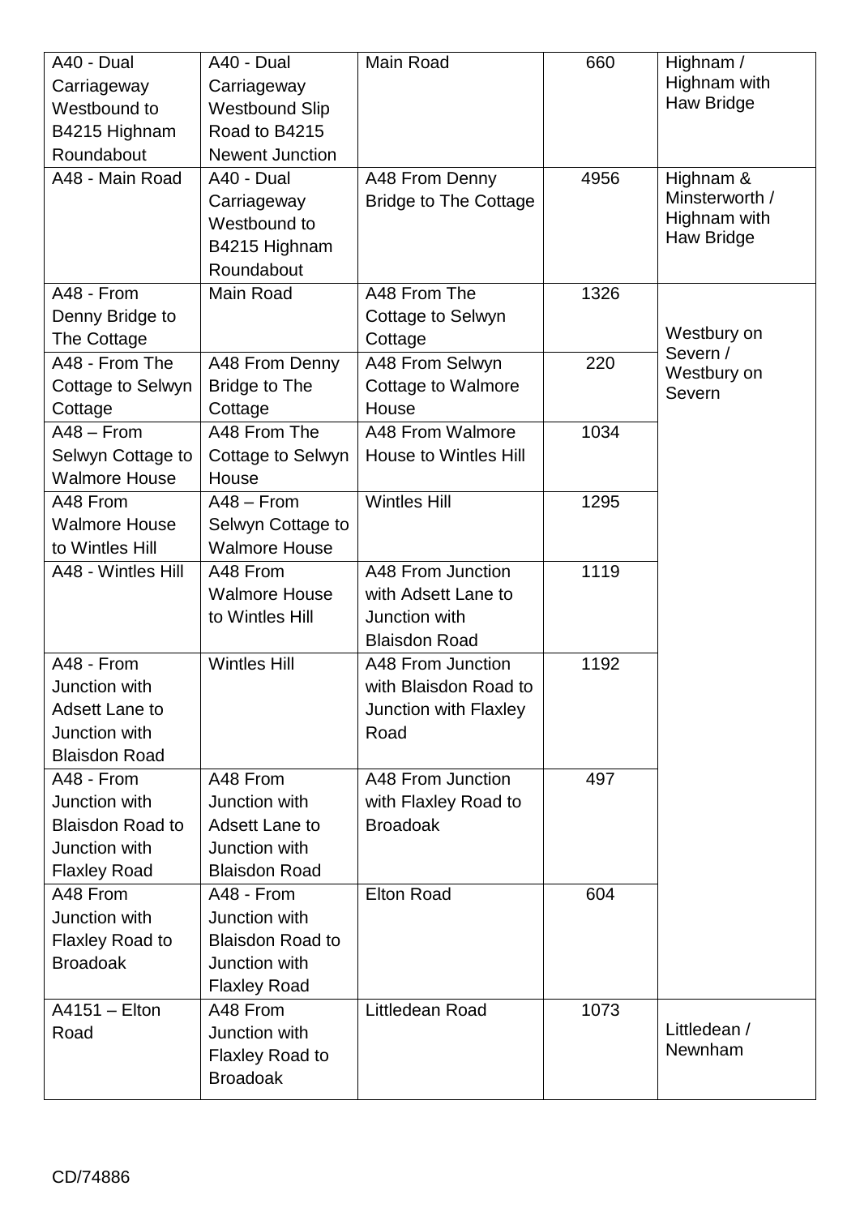| A40 - Dual Carriageway Westbound to B4215 Highnam Roundabout | A40 - Dual Carriageway Westbound Slip Road to B4215 Newent Junction | Main Road | 660 | Highnam / Highnam with Haw Bridge |
|---|---|---|---|---|
| A48 - Main Road | A40 - Dual Carriageway Westbound to B4215 Highnam Roundabout | A48 From Denny Bridge to The Cottage | 4956 | Highnam & Minsterworth / Highnam with Haw Bridge |
| A48 - From Denny Bridge to The Cottage | Main Road | A48 From The Cottage to Selwyn Cottage | 1326 | Westbury on Severn / Westbury on Severn |
| A48 - From The Cottage to Selwyn Cottage | A48 From Denny Bridge to The Cottage | A48 From Selwyn Cottage to Walmore House | 220 | |
| A48 – From Selwyn Cottage to Walmore House | A48 From The Cottage to Selwyn House | A48 From Walmore House to Wintles Hill | 1034 | |
| A48 From Walmore House to Wintles Hill | A48 – From Selwyn Cottage to Walmore House | Wintles Hill | 1295 | |
| A48 - Wintles Hill | A48 From Walmore House to Wintles Hill | A48 From Junction with Adsett Lane to Junction with Blaisdon Road | 1119 | |
| A48 - From Junction with Adsett Lane to Junction with Blaisdon Road | Wintles Hill | A48 From Junction with Blaisdon Road to Junction with Flaxley Road | 1192 | |
| A48 - From Junction with Blaisdon Road to Junction with Flaxley Road | A48 From Junction with Adsett Lane to Junction with Blaisdon Road | A48 From Junction with Flaxley Road to Broadoak | 497 | |
| A48 From Junction with Flaxley Road to Broadoak | A48 - From Junction with Blaisdon Road to Junction with Flaxley Road | Elton Road | 604 | |
| A4151 – Elton Road | A48 From Junction with Flaxley Road to Broadoak | Littledean Road | 1073 | Littledean / Newnham |

CD/74886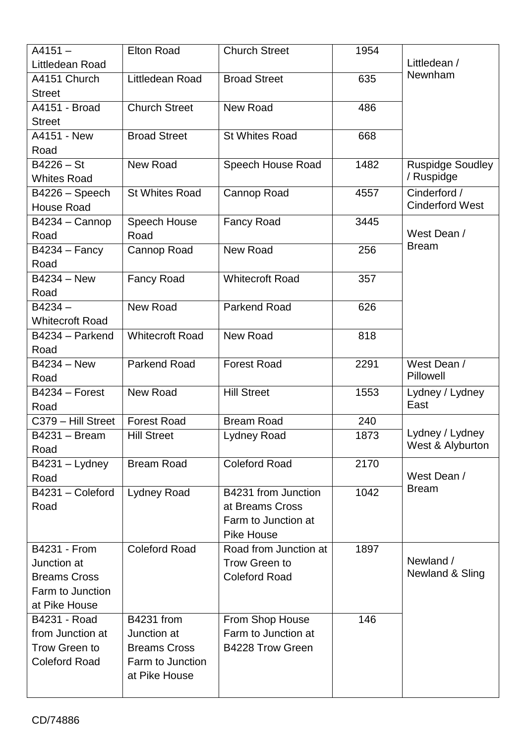| | | | | |
|---|---|---|---|---|
| A4151 – Littledean Road | Elton Road | Church Street | 1954 | Littledean / Newnham |
| A4151 Church Street | Littledean Road | Broad Street | 635 | |
| A4151 - Broad Street | Church Street | New Road | 486 | |
| A4151 - New Road | Broad Street | St Whites Road | 668 | |
| B4226 – St Whites Road | New Road | Speech House Road | 1482 | Ruspidge Soudley / Ruspidge |
| B4226 – Speech House Road | St Whites Road | Cannop Road | 4557 | Cinderford / Cinderford West |
| B4234 – Cannop Road | Speech House Road | Fancy Road | 3445 | West Dean / Bream |
| B4234 – Fancy Road | Cannop Road | New Road | 256 | |
| B4234 – New Road | Fancy Road | Whitecroft Road | 357 | |
| B4234 – Whitecroft Road | New Road | Parkend Road | 626 | |
| B4234 – Parkend Road | Whitecroft Road | New Road | 818 | |
| B4234 – New Road | Parkend Road | Forest Road | 2291 | West Dean / Pillowell |
| B4234 – Forest Road | New Road | Hill Street | 1553 | Lydney / Lydney East |
| C379 – Hill Street | Forest Road | Bream Road | 240 | Lydney / Lydney West & Alyburton |
| B4231 – Bream Road | Hill Street | Lydney Road | 1873 | |
| B4231 – Lydney Road | Bream Road | Coleford Road | 2170 | West Dean / Bream |
| B4231 – Coleford Road | Lydney Road | B4231 from Junction at Breams Cross Farm to Junction at Pike House | 1042 | |
| B4231 - From Junction at Breams Cross Farm to Junction at Pike House | Coleford Road | Road from Junction at Trow Green to Coleford Road | 1897 | Newland / Newland & Sling |
| B4231 - Road from Junction at Trow Green to Coleford Road | B4231 from Junction at Breams Cross Farm to Junction at Pike House | From Shop House Farm to Junction at B4228 Trow Green | 146 | |

CD/74886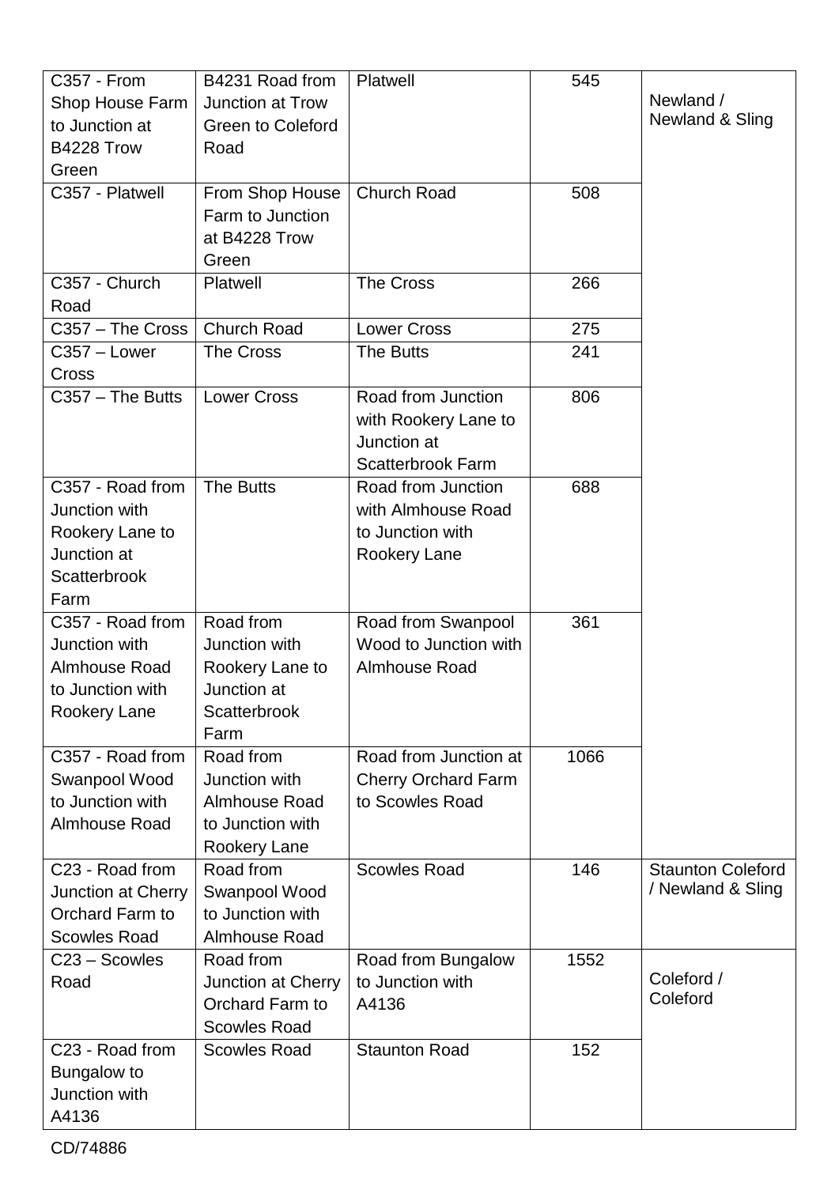| C357 - From Shop House Farm to Junction at B4228 Trow Green | B4231 Road from Junction at Trow Green to Coleford Road | Platwell | 545 | Newland / Newland & Sling |
|---|---|---|---|---|
| C357 - Platwell | From Shop House Farm to Junction at B4228 Trow Green | Church Road | 508 | |
| C357 - Church Road | Platwell | The Cross | 266 | |
| C357 – The Cross | Church Road | Lower Cross | 275 | |
| C357 – Lower Cross | The Cross | The Butts | 241 | |
| C357 – The Butts | Lower Cross | Road from Junction with Rookery Lane to Junction at Scatterbrook Farm | 806 | |
| C357 - Road from Junction with Rookery Lane to Junction at Scatterbrook Farm | The Butts | Road from Junction with Almhouse Road to Junction with Rookery Lane | 688 | |
| C357 - Road from Junction with Almhouse Road to Junction with Rookery Lane | Road from Junction with Rookery Lane to Junction at Scatterbrook Farm | Road from Swanpool Wood to Junction with Almhouse Road | 361 | |
| C357 - Road from Swanpool Wood to Junction with Almhouse Road | Road from Junction with Almhouse Road to Junction with Rookery Lane | Road from Junction at Cherry Orchard Farm to Scowles Road | 1066 | |
| C23 - Road from Junction at Cherry Orchard Farm to Scowles Road | Road from Swanpool Wood to Junction with Almhouse Road | Scowles Road | 146 | Staunton Coleford / Newland & Sling |
| C23 – Scowles Road | Road from Junction at Cherry Orchard Farm to Scowles Road | Road from Bungalow to Junction with A4136 | 1552 | Coleford / Coleford |
| C23 - Road from Bungalow to Junction with A4136 | Scowles Road | Staunton Road | 152 | |

CD/74886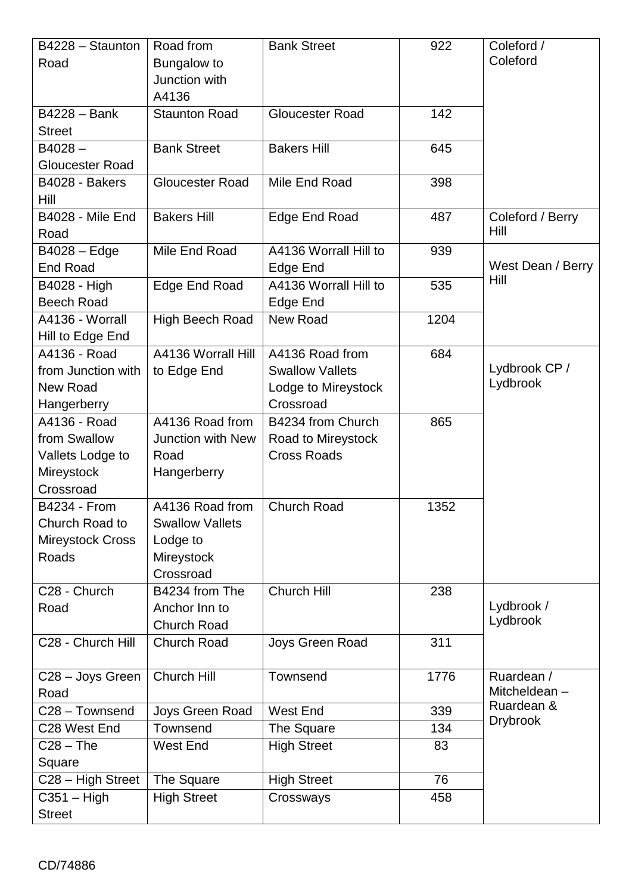| B4228 – Staunton Road | Road from Bungalow to Junction with A4136 | Bank Street | 922 | Coleford / Coleford |
|---|---|---|---|---|
| B4228 – Bank Street | Staunton Road | Gloucester Road | 142 | |
| B4028 – Gloucester Road | Bank Street | Bakers Hill | 645 | |
| B4028 - Bakers Hill | Gloucester Road | Mile End Road | 398 | |
| B4028 - Mile End Road | Bakers Hill | Edge End Road | 487 | Coleford / Berry Hill |
| B4028 – Edge End Road | Mile End Road | A4136 Worrall Hill to Edge End | 939 | West Dean / Berry Hill |
| B4028 - High Beech Road | Edge End Road | A4136 Worrall Hill to Edge End | 535 | |
| A4136 - Worrall Hill to Edge End | High Beech Road | New Road | 1204 | |
| A4136 - Road from Junction with New Road Hangerberry | A4136 Worrall Hill to Edge End | A4136 Road from Swallow Vallets Lodge to Mireystock Crossroad | 684 | Lydbrook CP / Lydbrook |
| A4136 - Road from Swallow Vallets Lodge to Mireystock Crossroad | A4136 Road from Junction with New Road Hangerberry | B4234 from Church Road to Mireystock Cross Roads | 865 | |
| B4234 - From Church Road to Mireystock Cross Roads | A4136 Road from Swallow Vallets Lodge to Mireystock Crossroad | Church Road | 1352 | |
| C28 - Church Road | B4234 from The Anchor Inn to Church Road | Church Hill | 238 | Lydbrook / Lydbrook |
| C28 - Church Hill | Church Road | Joys Green Road | 311 | |
| C28 – Joys Green Road | Church Hill | Townsend | 1776 | Ruardean / Mitcheldean – Ruardean & Drybrook |
| C28 – Townsend | Joys Green Road | West End | 339 | |
| C28 West End | Townsend | The Square | 134 | |
| C28 – The Square | West End | High Street | 83 | |
| C28 – High Street | The Square | High Street | 76 | |
| C351 – High Street | High Street | Crossways | 458 | |

CD/74886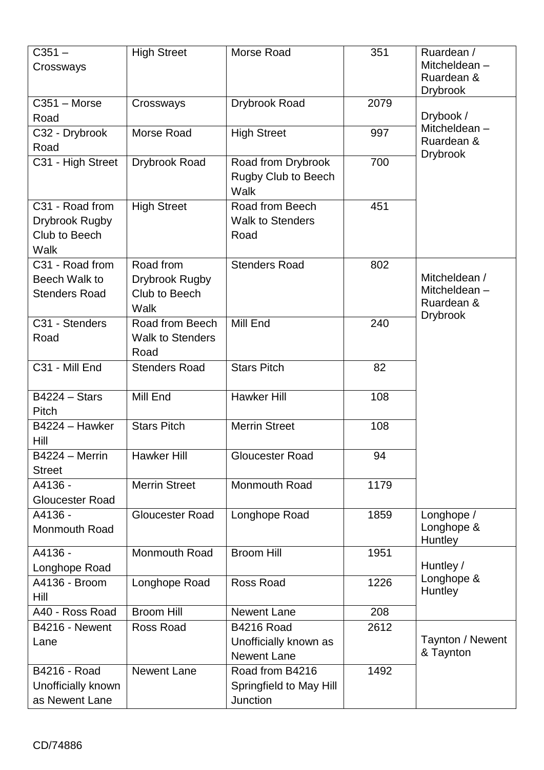| C351 – Crossways | High Street | Morse Road | 351 | Ruardean / Mitcheldean – Ruardean & Drybrook |
|---|---|---|---|---|
| C351 – Morse Road | Crossways | Drybrook Road | 2079 | Drybook / Mitcheldean – Ruardean & Drybrook |
| C32 - Drybrook Road | Morse Road | High Street | 997 | |
| C31 - High Street | Drybrook Road | Road from Drybrook Rugby Club to Beech Walk | 700 | |
| C31 - Road from Drybrook Rugby Club to Beech Walk | High Street | Road from Beech Walk to Stenders Road | 451 | |
| C31 - Road from Beech Walk to Stenders Road | Road from Drybrook Rugby Club to Beech Walk | Stenders Road | 802 | Mitcheldean / Mitcheldean – Ruardean & Drybrook |
| C31 - Stenders Road | Road from Beech Walk to Stenders Road | Mill End | 240 | |
| C31 - Mill End | Stenders Road | Stars Pitch | 82 | |
| B4224 – Stars Pitch | Mill End | Hawker Hill | 108 | |
| B4224 – Hawker Hill | Stars Pitch | Merrin Street | 108 | |
| B4224 – Merrin Street | Hawker Hill | Gloucester Road | 94 | |
| A4136 - Gloucester Road | Merrin Street | Monmouth Road | 1179 | |
| A4136 - Monmouth Road | Gloucester Road | Longhope Road | 1859 | Longhope / Longhope & Huntley |
| A4136 - Longhope Road | Monmouth Road | Broom Hill | 1951 | Huntley / Longhope & Huntley |
| A4136 - Broom Hill | Longhope Road | Ross Road | 1226 | |
| A40 - Ross Road | Broom Hill | Newent Lane | 208 | |
| B4216 - Newent Lane | Ross Road | B4216 Road Unofficially known as Newent Lane | 2612 | Taynton / Newent & Taynton |
| B4216 - Road Unofficially known as Newent Lane | Newent Lane | Road from B4216 Springfield to May Hill Junction | 1492 | |

CD/74886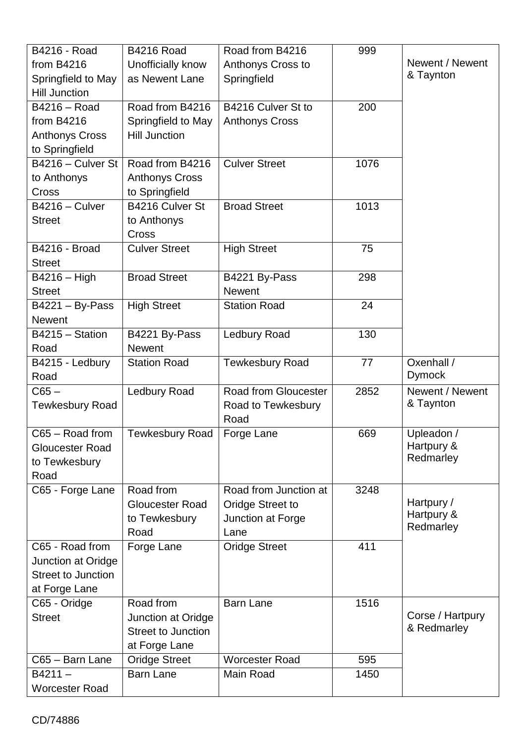| B4216 - Road from B4216 Springfield to May Hill Junction | B4216 Road Unofficially know as Newent Lane | Road from B4216 Anthonys Cross to Springfield | 999 | Newent / Newent & Taynton |
|---|---|---|---|---|
| B4216 – Road from B4216 Anthonys Cross to Springfield | Road from B4216 Springfield to May Hill Junction | B4216 Culver St to Anthonys Cross | 200 | |
| B4216 – Culver St to Anthonys Cross | Road from B4216 Anthonys Cross to Springfield | Culver Street | 1076 | |
| B4216 – Culver Street | B4216 Culver St to Anthonys Cross | Broad Street | 1013 | |
| B4216 - Broad Street | Culver Street | High Street | 75 | |
| B4216 – High Street | Broad Street | B4221 By-Pass Newent | 298 | |
| B4221 – By-Pass Newent | High Street | Station Road | 24 | |
| B4215 – Station Road | B4221 By-Pass Newent | Ledbury Road | 130 | |
| B4215 - Ledbury Road | Station Road | Tewkesbury Road | 77 | Oxenhall / Dymock |
| C65 – Tewkesbury Road | Ledbury Road | Road from Gloucester Road to Tewkesbury Road | 2852 | Newent / Newent & Taynton |
| C65 – Road from Gloucester Road to Tewkesbury Road | Tewkesbury Road | Forge Lane | 669 | Upleadon / Hartpury & Redmarley |
| C65 - Forge Lane | Road from Gloucester Road to Tewkesbury Road | Road from Junction at Oridge Street to Junction at Forge Lane | 3248 | Hartpury / Hartpury & Redmarley |
| C65 - Road from Junction at Oridge Street to Junction at Forge Lane | Forge Lane | Oridge Street | 411 | |
| C65 - Oridge Street | Road from Junction at Oridge Street to Junction at Forge Lane | Barn Lane | 1516 | Corse / Hartpury & Redmarley |
| C65 – Barn Lane | Oridge Street | Worcester Road | 595 | |
| B4211 – Worcester Road | Barn Lane | Main Road | 1450 | |

CD/74886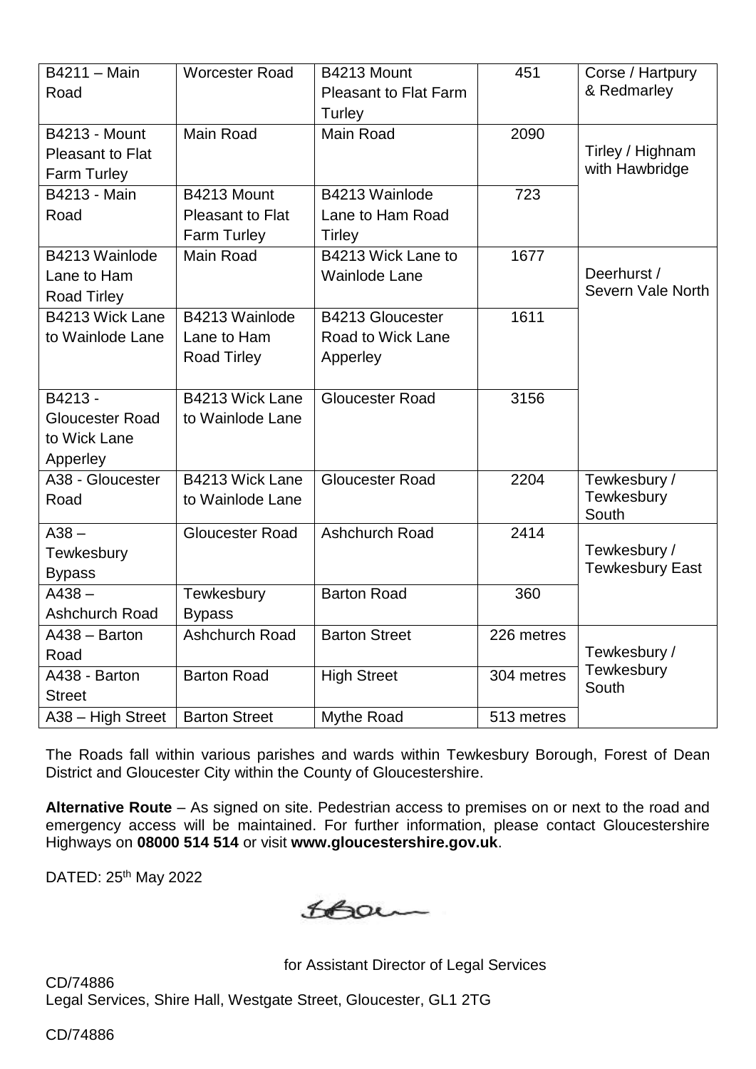| | | | | |
|---|---|---|---|---|
| B4211 – Main Road | Worcester Road | B4213 Mount Pleasant to Flat Farm Turley | 451 | Corse / Hartpury & Redmarley |
| B4213 - Mount Pleasant to Flat Farm Turley | Main Road | Main Road | 2090 | Tirley / Highnam with Hawbridge |
| B4213 - Main Road | B4213 Mount Pleasant to Flat Farm Turley | B4213 Wainlode Lane to Ham Road Tirley | 723 | |
| B4213 Wainlode Lane to Ham Road Tirley | Main Road | B4213 Wick Lane to Wainlode Lane | 1677 | Deerhurst / Severn Vale North |
| B4213 Wick Lane to Wainlode Lane | B4213 Wainlode Lane to Ham Road Tirley | B4213 Gloucester Road to Wick Lane Apperley | 1611 | |
| B4213 - Gloucester Road to Wick Lane Apperley | B4213 Wick Lane to Wainlode Lane | Gloucester Road | 3156 | |
| A38 - Gloucester Road | B4213 Wick Lane to Wainlode Lane | Gloucester Road | 2204 | Tewkesbury / Tewkesbury South |
| A38 – Tewkesbury Bypass | Gloucester Road | Ashchurch Road | 2414 | Tewkesbury / Tewkesbury East |
| A438 – Ashchurch Road | Tewkesbury Bypass | Barton Road | 360 | |
| A438 – Barton Road | Ashchurch Road | Barton Street | 226 metres | Tewkesbury / Tewkesbury South |
| A438 - Barton Street | Barton Road | High Street | 304 metres | |
| A38 – High Street | Barton Street | Mythe Road | 513 metres | |

The Roads fall within various parishes and wards within Tewkesbury Borough, Forest of Dean District and Gloucester City within the County of Gloucestershire.

**Alternative Route** – As signed on site. Pedestrian access to premises on or next to the road and emergency access will be maintained. For further information, please contact Gloucestershire Highways on **08000 514 514** or visit **www.gloucestershire.gov.uk**.

DATED: 25th May 2022

for Assistant Director of Legal Services

CD/74886
Legal Services, Shire Hall, Westgate Street, Gloucester, GL1 2TG

CD/74886